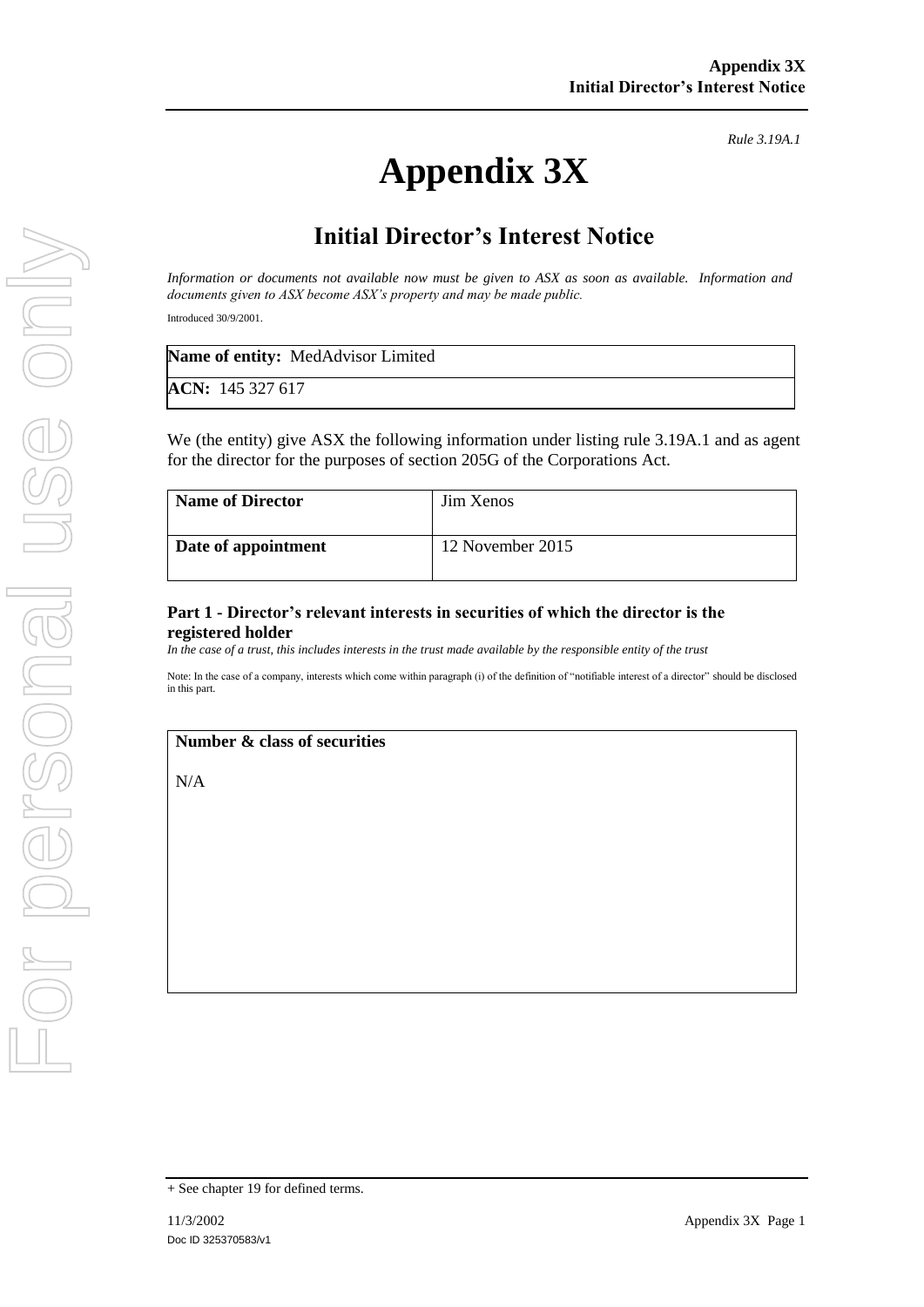*Rule 3.19A.1*

# Appendix 3X

## Initial Director's Interest Notice

*Information or documents not available now must be given to ASX as soon as available. Information and documents given to ASX become ASX's property and may be made public.*

Introduced 30/9/2001.

| **Name of entity:** MedAdvisor Limited |
|---|
| **ACN:** 145 327 617 |

We (the entity) give ASX the following information under listing rule 3.19A.1 and as agent for the director for the purposes of section 205G of the Corporations Act.

| **Name of Director** | Jim Xenos |
|---|---|
| **Date of appointment** | 12 November 2015 |

### Part 1 - Director's relevant interests in securities of which the director is the registered holder

*In the case of a trust, this includes interests in the trust made available by the responsible entity of the trust*

Note: In the case of a company, interests which come within paragraph (i) of the definition of "notifiable interest of a director" should be disclosed in this part.

| **Number & class of securities** |
|---|
| N/A |

+ See chapter 19 for defined terms.

11/3/2002

Doc ID 325370583/v1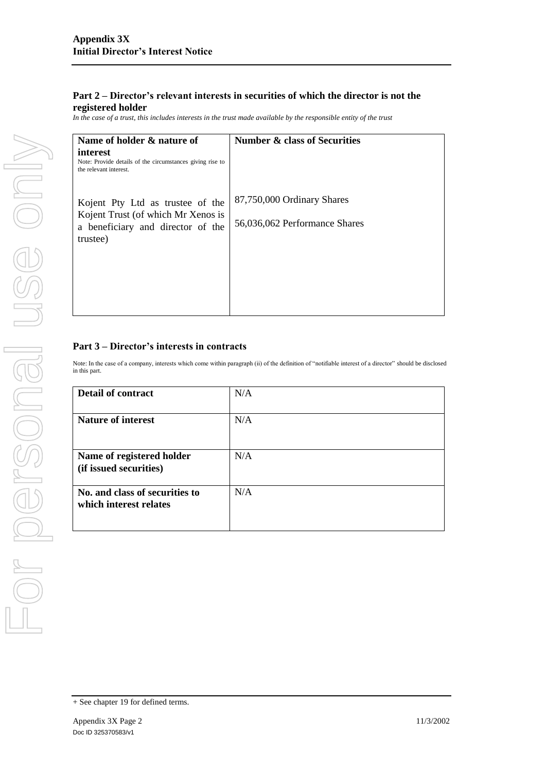## Part 2 – Director's relevant interests in securities of which the director is not the registered holder

*In the case of a trust, this includes interests in the trust made available by the responsible entity of the trust*

| **Name of holder & nature of interest**<br>Note: Provide details of the circumstances giving rise to the relevant interest. | **Number & class of Securities** |
|---|---|
| Kojent Pty Ltd as trustee of the Kojent Trust (of which Mr Xenos is a beneficiary and director of the trustee) | 87,750,000 Ordinary Shares<br><br>56,036,062 Performance Shares |

## Part 3 – Director's interests in contracts

Note: In the case of a company, interests which come within paragraph (ii) of the definition of "notifiable interest of a director" should be disclosed in this part.

| | |
|---|---|
| **Detail of contract** | N/A |
| **Nature of interest** | N/A |
| **Name of registered holder (if issued securities)** | N/A |
| **No. and class of securities to which interest relates** | N/A |

+ See chapter 19 for defined terms.

Doc ID 325370583/v1